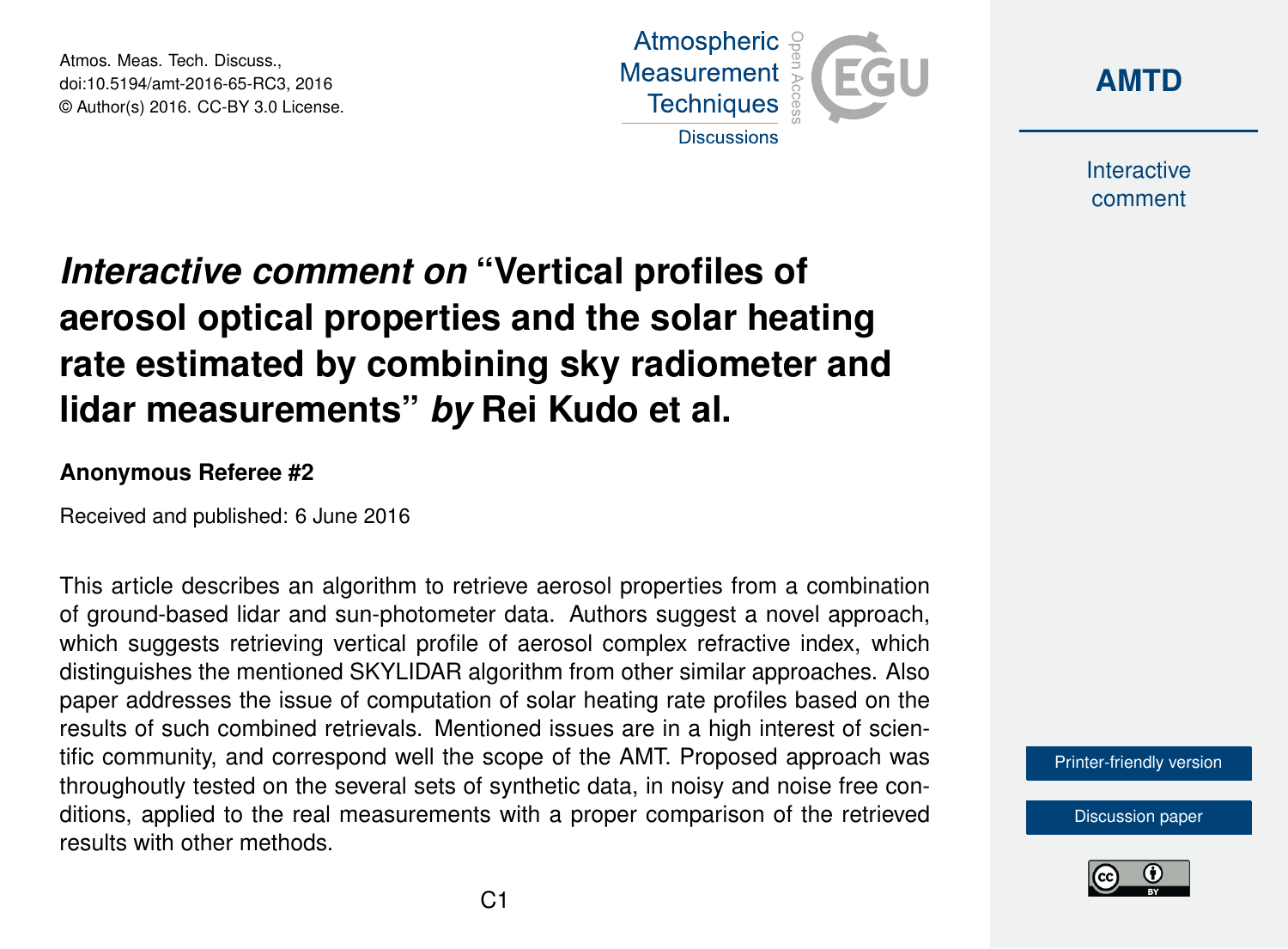# *Interactive comment on* "Vertical profiles of aerosol optical properties and the solar heating rate estimated by combining sky radiometer and lidar measurements" *by* Rei Kudo et al.

**Anonymous Referee #2**

Received and published: 6 June 2016

This article describes an algorithm to retrieve aerosol properties from a combination of ground-based lidar and sun-photometer data. Authors suggest a novel approach, which suggests retrieving vertical profile of aerosol complex refractive index, which distinguishes the mentioned SKYLIDAR algorithm from other similar approaches. Also paper addresses the issue of computation of solar heating rate profiles based on the results of such combined retrievals. Mentioned issues are in a high interest of scientific community, and correspond well the scope of the AMT. Proposed approach was throughoutly tested on the several sets of synthetic data, in noisy and noise free conditions, applied to the real measurements with a proper comparison of the retrieved results with other methods.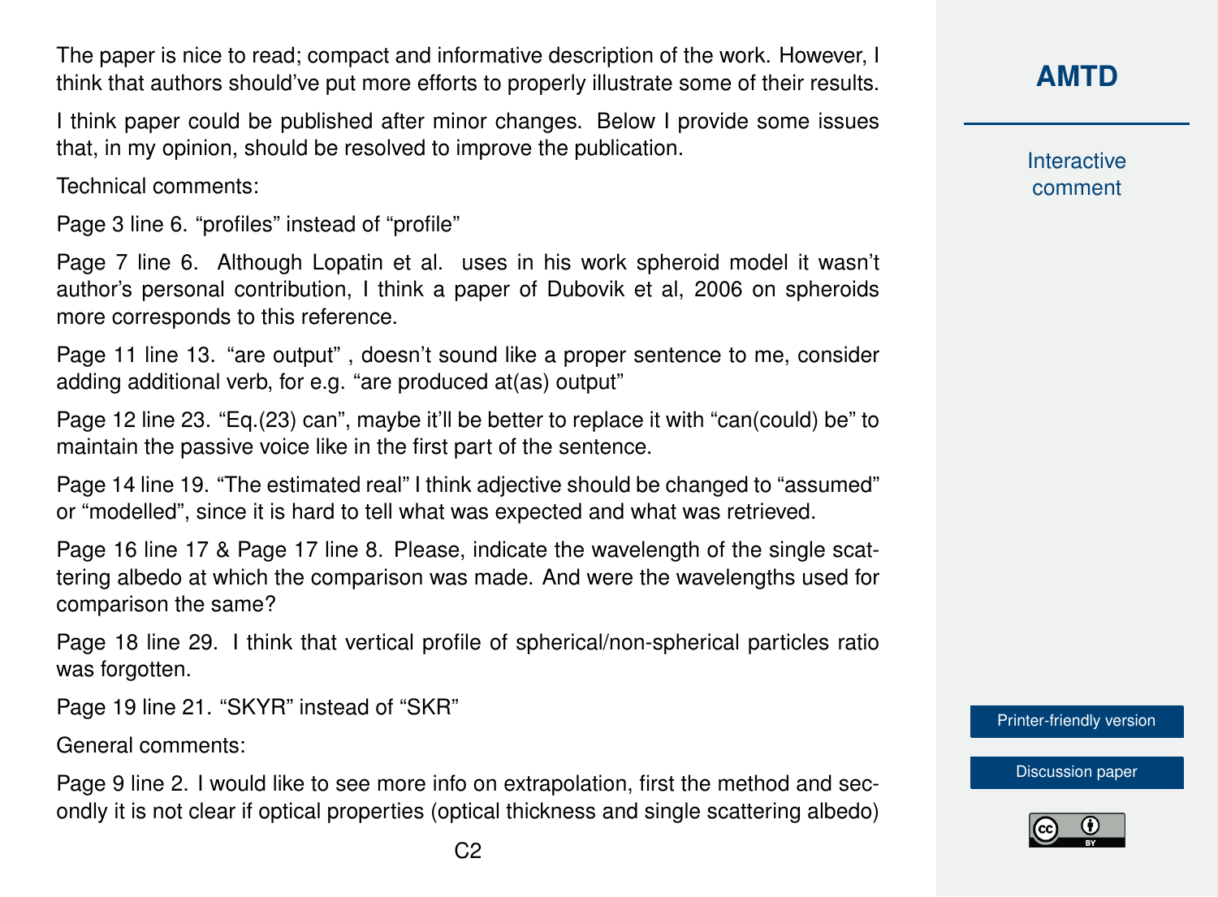The paper is nice to read; compact and informative description of the work. However, I think that authors should've put more efforts to properly illustrate some of their results.

I think paper could be published after minor changes. Below I provide some issues that, in my opinion, should be resolved to improve the publication.

Technical comments:

Page 3 line 6. "profiles" instead of "profile"

Page 7 line 6. Although Lopatin et al. uses in his work spheroid model it wasn't author's personal contribution, I think a paper of Dubovik et al, 2006 on spheroids more corresponds to this reference.

Page 11 line 13. "are output" , doesn't sound like a proper sentence to me, consider adding additional verb, for e.g. "are produced at(as) output"

Page 12 line 23. "Eq.(23) can", maybe it'll be better to replace it with "can(could) be" to maintain the passive voice like in the first part of the sentence.

Page 14 line 19. "The estimated real" I think adjective should be changed to "assumed" or "modelled", since it is hard to tell what was expected and what was retrieved.

Page 16 line 17 & Page 17 line 8. Please, indicate the wavelength of the single scattering albedo at which the comparison was made. And were the wavelengths used for comparison the same?

Page 18 line 29. I think that vertical profile of spherical/non-spherical particles ratio was forgotten.

Page 19 line 21. "SKYR" instead of "SKR"

General comments:

Page 9 line 2. I would like to see more info on extrapolation, first the method and secondly it is not clear if optical properties (optical thickness and single scattering albedo)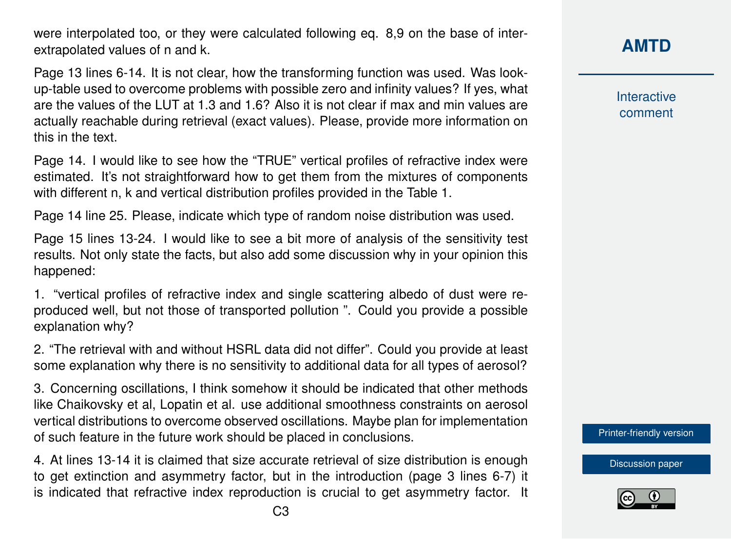were interpolated too, or they were calculated following eq. 8,9 on the base of inter-extrapolated values of n and k.

Page 13 lines 6-14. It is not clear, how the transforming function was used. Was look-up-table used to overcome problems with possible zero and infinity values? If yes, what are the values of the LUT at 1.3 and 1.6? Also it is not clear if max and min values are actually reachable during retrieval (exact values). Please, provide more information on this in the text.

Page 14. I would like to see how the "TRUE" vertical profiles of refractive index were estimated. It's not straightforward how to get them from the mixtures of components with different n, k and vertical distribution profiles provided in the Table 1.

Page 14 line 25. Please, indicate which type of random noise distribution was used.

Page 15 lines 13-24. I would like to see a bit more of analysis of the sensitivity test results. Not only state the facts, but also add some discussion why in your opinion this happened:

1. "vertical profiles of refractive index and single scattering albedo of dust were reproduced well, but not those of transported pollution ". Could you provide a possible explanation why?

2. "The retrieval with and without HSRL data did not differ". Could you provide at least some explanation why there is no sensitivity to additional data for all types of aerosol?

3. Concerning oscillations, I think somehow it should be indicated that other methods like Chaikovsky et al, Lopatin et al. use additional smoothness constraints on aerosol vertical distributions to overcome observed oscillations. Maybe plan for implementation of such feature in the future work should be placed in conclusions.

4. At lines 13-14 it is claimed that size accurate retrieval of size distribution is enough to get extinction and asymmetry factor, but in the introduction (page 3 lines 6-7) it is indicated that refractive index reproduction is crucial to get asymmetry factor. It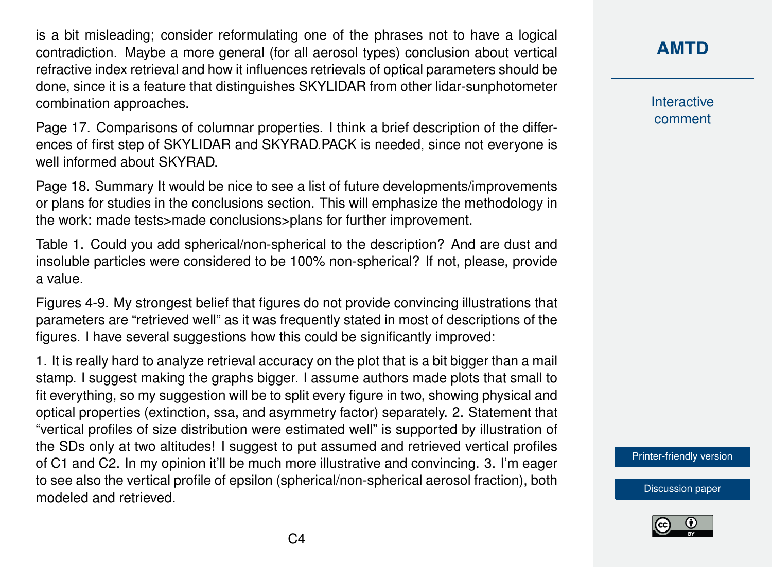is a bit misleading; consider reformulating one of the phrases not to have a logical contradiction. Maybe a more general (for all aerosol types) conclusion about vertical refractive index retrieval and how it influences retrievals of optical parameters should be done, since it is a feature that distinguishes SKYLIDAR from other lidar-sunphotometer combination approaches.

Page 17. Comparisons of columnar properties. I think a brief description of the differences of first step of SKYLIDAR and SKYRAD.PACK is needed, since not everyone is well informed about SKYRAD.

Page 18. Summary It would be nice to see a list of future developments/improvements or plans for studies in the conclusions section. This will emphasize the methodology in the work: made tests>made conclusions>plans for further improvement.

Table 1. Could you add spherical/non-spherical to the description? And are dust and insoluble particles were considered to be 100% non-spherical? If not, please, provide a value.

Figures 4-9. My strongest belief that figures do not provide convincing illustrations that parameters are "retrieved well" as it was frequently stated in most of descriptions of the figures. I have several suggestions how this could be significantly improved:

1. It is really hard to analyze retrieval accuracy on the plot that is a bit bigger than a mail stamp. I suggest making the graphs bigger. I assume authors made plots that small to fit everything, so my suggestion will be to split every figure in two, showing physical and optical properties (extinction, ssa, and asymmetry factor) separately. 2. Statement that "vertical profiles of size distribution were estimated well" is supported by illustration of the SDs only at two altitudes! I suggest to put assumed and retrieved vertical profiles of C1 and C2. In my opinion it'll be much more illustrative and convincing. 3. I'm eager to see also the vertical profile of epsilon (spherical/non-spherical aerosol fraction), both modeled and retrieved.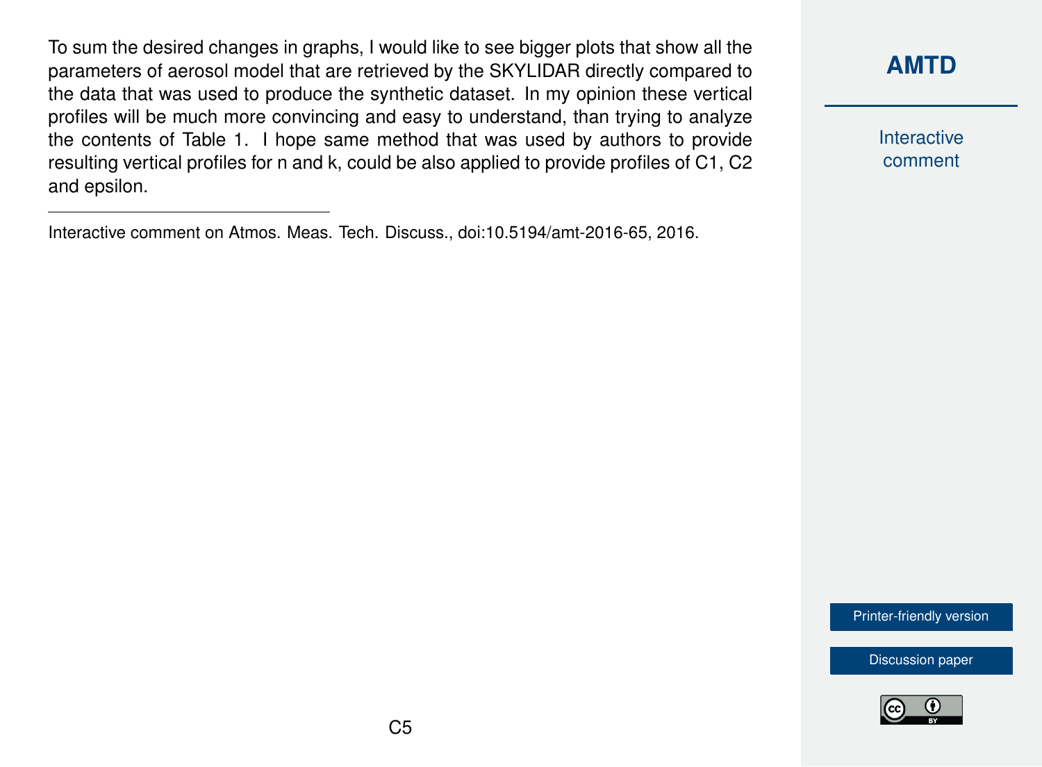To sum the desired changes in graphs, I would like to see bigger plots that show all the parameters of aerosol model that are retrieved by the SKYLIDAR directly compared to the data that was used to produce the synthetic dataset. In my opinion these vertical profiles will be much more convincing and easy to understand, than trying to analyze the contents of Table 1. I hope same method that was used by authors to provide resulting vertical profiles for n and k, could be also applied to provide profiles of C1, C2 and epsilon.

---

Interactive comment on Atmos. Meas. Tech. Discuss., doi:10.5194/amt-2016-65, 2016.